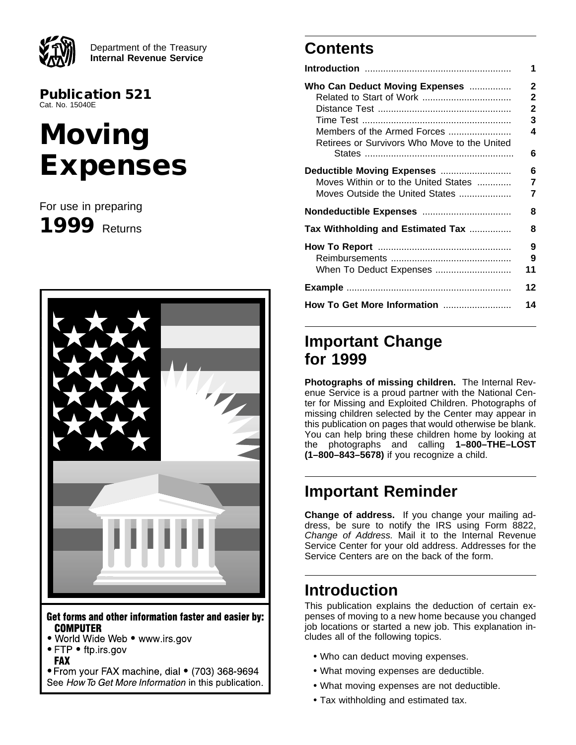Department of the Treasury
**Internal Revenue Service**

**Publication 521**
Cat. No. 15040E

# Moving Expenses

For use in preparing
**1999** Returns

**Get forms and other information faster and easier by:**
**COMPUTER**
- World Wide Web • www.irs.gov
- FTP • ftp.irs.gov

**FAX**
- From your FAX machine, dial • (703) 368-9694

See *How To Get More Information* in this publication.

## Contents

| | |
|---|---|
| **Introduction** | **1** |
| **Who Can Deduct Moving Expenses** | **2** |
| Related to Start of Work | **2** |
| Distance Test | **2** |
| Time Test | **3** |
| Members of the Armed Forces | **4** |
| Retirees or Survivors Who Move to the United States | **6** |
| **Deductible Moving Expenses** | **6** |
| Moves Within or to the United States | **7** |
| Moves Outside the United States | **7** |
| **Nondeductible Expenses** | **8** |
| **Tax Withholding and Estimated Tax** | **8** |
| **How To Report** | **9** |
| Reimbursements | **9** |
| When To Deduct Expenses | **11** |
| **Example** | **12** |
| **How To Get More Information** | **14** |

## Important Change for 1999

**Photographs of missing children.** The Internal Revenue Service is a proud partner with the National Center for Missing and Exploited Children. Photographs of missing children selected by the Center may appear in this publication on pages that would otherwise be blank. You can help bring these children home by looking at the photographs and calling **1–800–THE–LOST (1–800–843–5678)** if you recognize a child.

## Important Reminder

**Change of address.** If you change your mailing address, be sure to notify the IRS using Form 8822, *Change of Address.* Mail it to the Internal Revenue Service Center for your old address. Addresses for the Service Centers are on the back of the form.

## Introduction

This publication explains the deduction of certain expenses of moving to a new home because you changed job locations or started a new job. This explanation includes all of the following topics.

- Who can deduct moving expenses.
- What moving expenses are deductible.
- What moving expenses are not deductible.
- Tax withholding and estimated tax.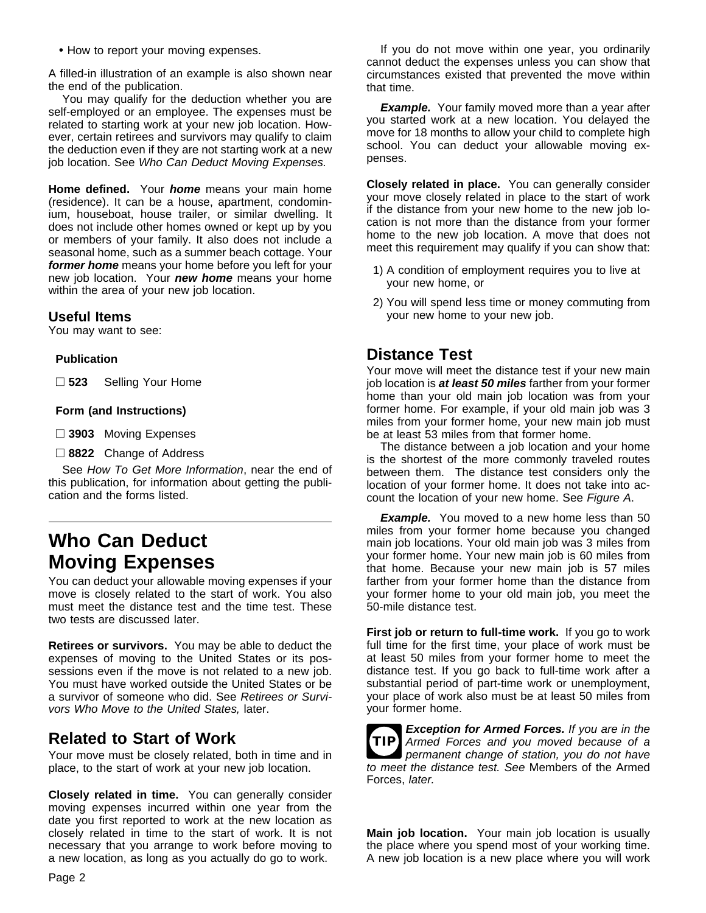- How to report your moving expenses.

A filled-in illustration of an example is also shown near the end of the publication.

You may qualify for the deduction whether you are self-employed or an employee. The expenses must be related to starting work at your new job location. However, certain retirees and survivors may qualify to claim the deduction even if they are not starting work at a new job location. See *Who Can Deduct Moving Expenses.*

**Home defined.** Your ***home*** means your main home (residence). It can be a house, apartment, condominium, houseboat, house trailer, or similar dwelling. It does not include other homes owned or kept up by you or members of your family. It also does not include a seasonal home, such as a summer beach cottage. Your ***former home*** means your home before you left for your new job location. Your ***new home*** means your home within the area of your new job location.

### Useful Items

You may want to see:

**Publication**

- ☐ **523** Selling Your Home

**Form (and Instructions)**

- ☐ **3903** Moving Expenses
- ☐ **8822** Change of Address

See *How To Get More Information*, near the end of this publication, for information about getting the publication and the forms listed.

# Who Can Deduct Moving Expenses

You can deduct your allowable moving expenses if your move is closely related to the start of work. You also must meet the distance test and the time test. These two tests are discussed later.

**Retirees or survivors.** You may be able to deduct the expenses of moving to the United States or its possessions even if the move is not related to a new job. You must have worked outside the United States or be a survivor of someone who did. See *Retirees or Survivors Who Move to the United States,* later.

## Related to Start of Work

Your move must be closely related, both in time and in place, to the start of work at your new job location.

**Closely related in time.** You can generally consider moving expenses incurred within one year from the date you first reported to work at the new location as closely related in time to the start of work. It is not necessary that you arrange to work before moving to a new location, as long as you actually do go to work.

If you do not move within one year, you ordinarily cannot deduct the expenses unless you can show that circumstances existed that prevented the move within that time.

***Example.*** Your family moved more than a year after you started work at a new location. You delayed the move for 18 months to allow your child to complete high school. You can deduct your allowable moving expenses.

**Closely related in place.** You can generally consider your move closely related in place to the start of work if the distance from your new home to the new job location is not more than the distance from your former home to the new job location. A move that does not meet this requirement may qualify if you can show that:

1) A condition of employment requires you to live at your new home, or
2) You will spend less time or money commuting from your new home to your new job.

## Distance Test

Your move will meet the distance test if your new main job location is ***at least 50 miles*** farther from your former home than your old main job location was from your former home. For example, if your old main job was 3 miles from your former home, your new main job must be at least 53 miles from that former home.

The distance between a job location and your home is the shortest of the more commonly traveled routes between them. The distance test considers only the location of your former home. It does not take into account the location of your new home. See *Figure A*.

***Example.*** You moved to a new home less than 50 miles from your former home because you changed main job locations. Your old main job was 3 miles from your former home. Your new main job is 60 miles from that home. Because your new main job is 57 miles farther from your former home than the distance from your former home to your old main job, you meet the 50-mile distance test.

**First job or return to full-time work.** If you go to work full time for the first time, your place of work must be at least 50 miles from your former home to meet the distance test. If you go back to full-time work after a substantial period of part-time work or unemployment, your place of work also must be at least 50 miles from your former home.

**TIP** ***Exception for Armed Forces.*** *If you are in the Armed Forces and you moved because of a permanent change of station, you do not have to meet the distance test. See* Members of the Armed Forces, *later.*

**Main job location.** Your main job location is usually the place where you spend most of your working time. A new job location is a new place where you will work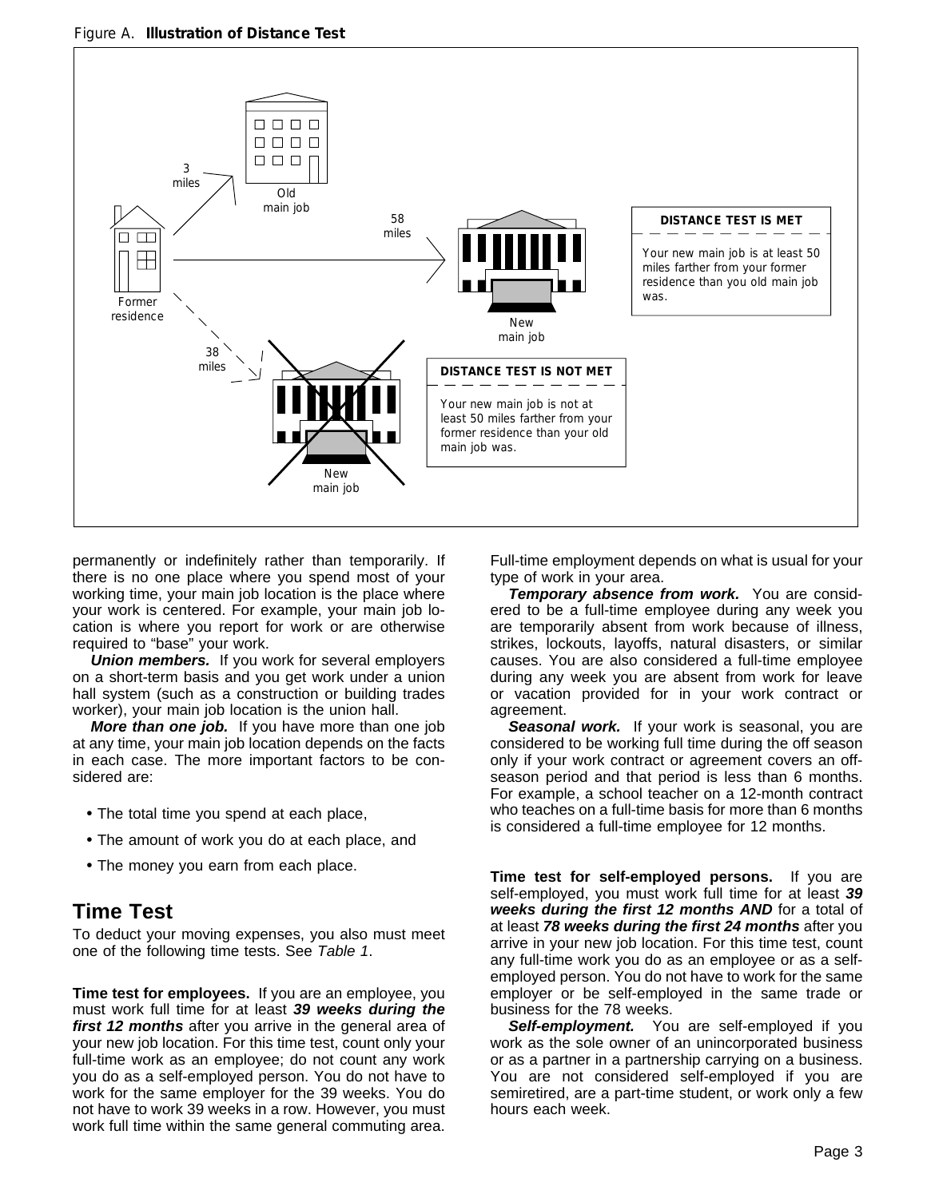Figure A. **Illustration of Distance Test**

3 miles

Old main job

58 miles

Former residence

New main job

**DISTANCE TEST IS MET**

Your new main job is at least 50 miles farther from your former residence than you old main job was.

38 miles

New main job

**DISTANCE TEST IS NOT MET**

Your new main job is not at least 50 miles farther from your former residence than your old main job was.

permanently or indefinitely rather than temporarily. If there is no one place where you spend most of your working time, your main job location is the place where your work is centered. For example, your main job location is where you report for work or are otherwise required to "base" your work.

***Union members.*** If you work for several employers on a short-term basis and you get work under a union hall system (such as a construction or building trades worker), your main job location is the union hall.

***More than one job.*** If you have more than one job at any time, your main job location depends on the facts in each case. The more important factors to be considered are:

- The total time you spend at each place,
- The amount of work you do at each place, and
- The money you earn from each place.

## Time Test

To deduct your moving expenses, you also must meet one of the following time tests. See *Table 1*.

**Time test for employees.** If you are an employee, you must work full time for at least ***39 weeks during the first 12 months*** after you arrive in the general area of your new job location. For this time test, count only your full-time work as an employee; do not count any work you do as a self-employed person. You do not have to work for the same employer for the 39 weeks. You do not have to work 39 weeks in a row. However, you must work full time within the same general commuting area. Full-time employment depends on what is usual for your type of work in your area.

***Temporary absence from work.*** You are considered to be a full-time employee during any week you are temporarily absent from work because of illness, strikes, lockouts, layoffs, natural disasters, or similar causes. You are also considered a full-time employee during any week you are absent from work for leave or vacation provided for in your work contract or agreement.

***Seasonal work.*** If your work is seasonal, you are considered to be working full time during the off season only if your work contract or agreement covers an off-season period and that period is less than 6 months. For example, a school teacher on a 12-month contract who teaches on a full-time basis for more than 6 months is considered a full-time employee for 12 months.

**Time test for self-employed persons.** If you are self-employed, you must work full time for at least ***39 weeks during the first 12 months AND*** for a total of at least ***78 weeks during the first 24 months*** after you arrive in your new job location. For this time test, count any full-time work you do as an employee or as a self-employed person. You do not have to work for the same employer or be self-employed in the same trade or business for the 78 weeks.

***Self-employment.*** You are self-employed if you work as the sole owner of an unincorporated business or as a partner in a partnership carrying on a business. You are not considered self-employed if you are semiretired, are a part-time student, or work only a few hours each week.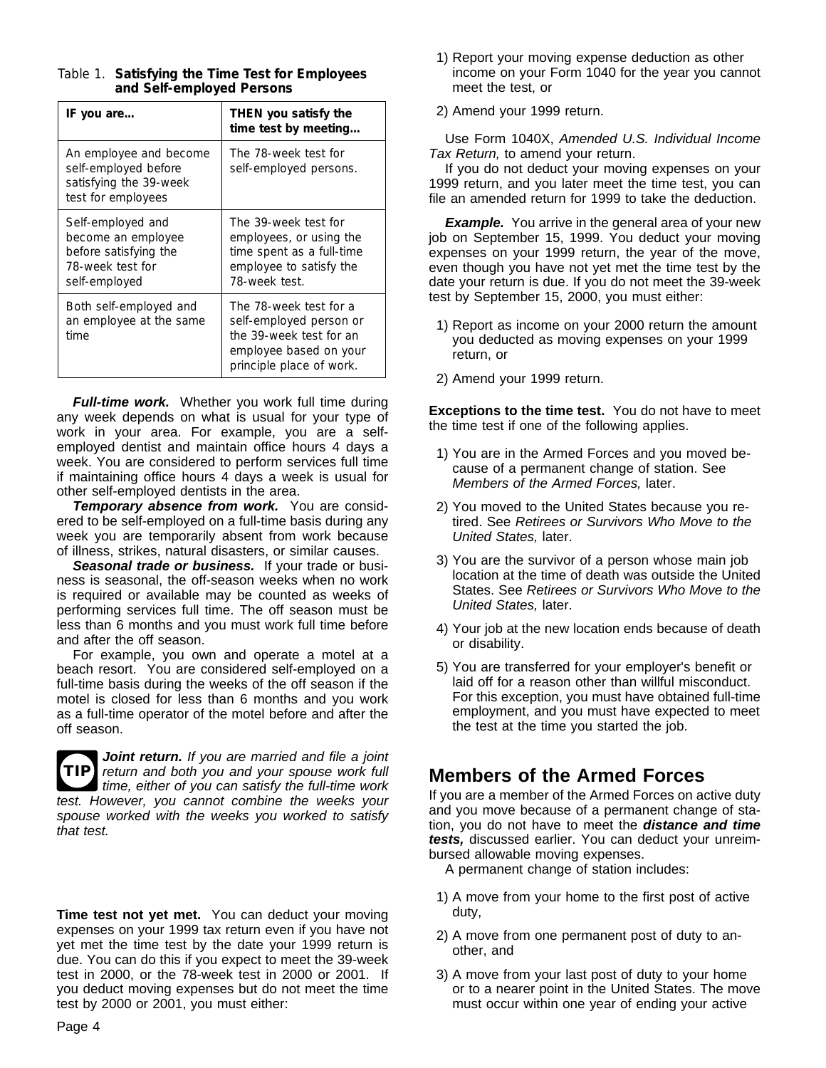Table 1. **Satisfying the Time Test for Employees and Self-employed Persons**

| IF you are... | THEN you satisfy the time test by meeting... |
|---|---|
| An employee and become self-employed before satisfying the 39-week test for employees | The 78-week test for self-employed persons. |
| Self-employed and become an employee before satisfying the 78-week test for self-employed | The 39-week test for employees, or using the time spent as a full-time employee to satisfy the 78-week test. |
| Both self-employed and an employee at the same time | The 78-week test for a self-employed person or the 39-week test for an employee based on your principle place of work. |

***Full-time work.*** Whether you work full time during any week depends on what is usual for your type of work in your area. For example, you are a self-employed dentist and maintain office hours 4 days a week. You are considered to perform services full time if maintaining office hours 4 days a week is usual for other self-employed dentists in the area.

***Temporary absence from work.*** You are considered to be self-employed on a full-time basis during any week you are temporarily absent from work because of illness, strikes, natural disasters, or similar causes.

***Seasonal trade or business.*** If your trade or business is seasonal, the off-season weeks when no work is required or available may be counted as weeks of performing services full time. The off season must be less than 6 months and you must work full time before and after the off season.

For example, you own and operate a motel at a beach resort. You are considered self-employed on a full-time basis during the weeks of the off season if the motel is closed for less than 6 months and you work as a full-time operator of the motel before and after the off season.

**TIP** ***Joint return.*** *If you are married and file a joint return and both you and your spouse work full time, either of you can satisfy the full-time work test. However, you cannot combine the weeks your spouse worked with the weeks you worked to satisfy that test.*

**Time test not yet met.** You can deduct your moving expenses on your 1999 tax return even if you have not yet met the time test by the date your 1999 return is due. You can do this if you expect to meet the 39-week test in 2000, or the 78-week test in 2000 or 2001. If you deduct moving expenses but do not meet the time test by 2000 or 2001, you must either:

1) Report your moving expense deduction as other income on your Form 1040 for the year you cannot meet the test, or
2) Amend your 1999 return.

Use Form 1040X, *Amended U.S. Individual Income Tax Return,* to amend your return.

If you do not deduct your moving expenses on your 1999 return, and you later meet the time test, you can file an amended return for 1999 to take the deduction.

***Example.*** You arrive in the general area of your new job on September 15, 1999. You deduct your moving expenses on your 1999 return, the year of the move, even though you have not yet met the time test by the date your return is due. If you do not meet the 39-week test by September 15, 2000, you must either:

1) Report as income on your 2000 return the amount you deducted as moving expenses on your 1999 return, or
2) Amend your 1999 return.

**Exceptions to the time test.** You do not have to meet the time test if one of the following applies.

1) You are in the Armed Forces and you moved because of a permanent change of station. See *Members of the Armed Forces,* later.
2) You moved to the United States because you retired. See *Retirees or Survivors Who Move to the United States,* later.
3) You are the survivor of a person whose main job location at the time of death was outside the United States. See *Retirees or Survivors Who Move to the United States,* later.
4) Your job at the new location ends because of death or disability.
5) You are transferred for your employer's benefit or laid off for a reason other than willful misconduct. For this exception, you must have obtained full-time employment, and you must have expected to meet the test at the time you started the job.

## Members of the Armed Forces

If you are a member of the Armed Forces on active duty and you move because of a permanent change of station, you do not have to meet the ***distance and time tests,*** discussed earlier. You can deduct your unreimbursed allowable moving expenses.

A permanent change of station includes:

1) A move from your home to the first post of active duty,
2) A move from one permanent post of duty to another, and
3) A move from your last post of duty to your home or to a nearer point in the United States. The move must occur within one year of ending your active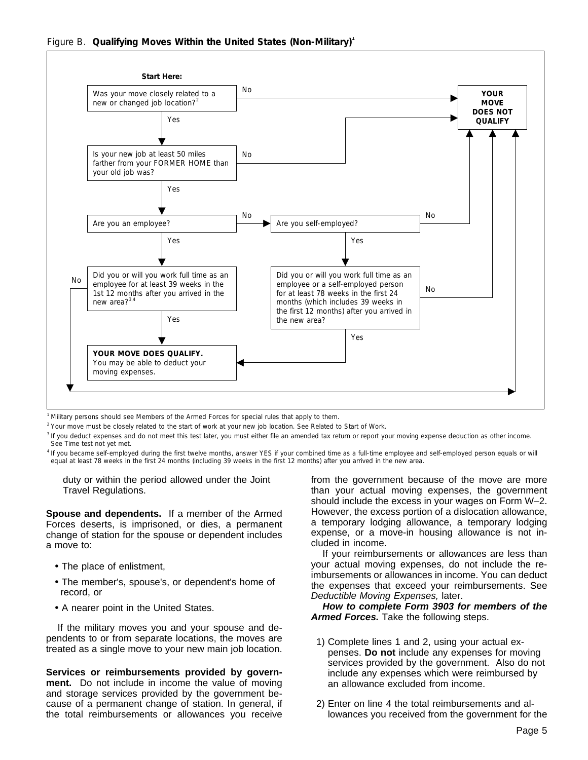Figure B. **Qualifying Moves Within the United States (Non-Military)**[1]

**Start Here:**

- Was your move closely related to a new or changed job location?[2]
  - No → **YOUR MOVE DOES NOT QUALIFY**
  - Yes → Is your new job at least 50 miles farther from your FORMER HOME than your old job was?
    - No → **YOUR MOVE DOES NOT QUALIFY**
    - Yes → Are you an employee?
      - Yes → Did you or will you work full time as an employee for at least 39 weeks in the 1st 12 months after you arrived in the new area?[3,4]
        - Yes → **YOUR MOVE DOES QUALIFY.** You may be able to deduct your moving expenses.
        - No → **YOUR MOVE DOES NOT QUALIFY**
      - No → Are you self-employed?
        - No → **YOUR MOVE DOES NOT QUALIFY**
        - Yes → Did you or will you work full time as an employee or a self-employed person for at least 78 weeks in the first 24 months (which includes 39 weeks in the first 12 months) after you arrived in the new area?
          - Yes → **YOUR MOVE DOES QUALIFY.** You may be able to deduct your moving expenses.
          - No → **YOUR MOVE DOES NOT QUALIFY**

[1] Military persons should see Members of the Armed Forces for special rules that apply to them.

[2] Your move must be closely related to the start of work at your new job location. See Related to Start of Work.

[3] If you deduct expenses and do not meet this test later, you must either file an amended tax return or report your moving expense deduction as other income. See Time test not yet met.

[4] If you became self-employed during the first twelve months, answer YES if your combined time as a full-time employee and self-employed person equals or will equal at least 78 weeks in the first 24 months (including 39 weeks in the first 12 months) after you arrived in the new area.

duty or within the period allowed under the Joint Travel Regulations.

**Spouse and dependents.** If a member of the Armed Forces deserts, is imprisoned, or dies, a permanent change of station for the spouse or dependent includes a move to:

- The place of enlistment,
- The member's, spouse's, or dependent's home of record, or
- A nearer point in the United States.

If the military moves you and your spouse and dependents to or from separate locations, the moves are treated as a single move to your new main job location.

**Services or reimbursements provided by government.** Do not include in income the value of moving and storage services provided by the government because of a permanent change of station. In general, if the total reimbursements or allowances you receive from the government because of the move are more than your actual moving expenses, the government should include the excess in your wages on Form W–2. However, the excess portion of a dislocation allowance, a temporary lodging allowance, a temporary lodging expense, or a move-in housing allowance is not included in income.

If your reimbursements or allowances are less than your actual moving expenses, do not include the reimbursements or allowances in income. You can deduct the expenses that exceed your reimbursements. See *Deductible Moving Expenses,* later.

***How to complete Form 3903 for members of the Armed Forces.*** Take the following steps.

1) Complete lines 1 and 2, using your actual expenses. **Do not** include any expenses for moving services provided by the government. Also do not include any expenses which were reimbursed by an allowance excluded from income.

2) Enter on line 4 the total reimbursements and allowances you received from the government for the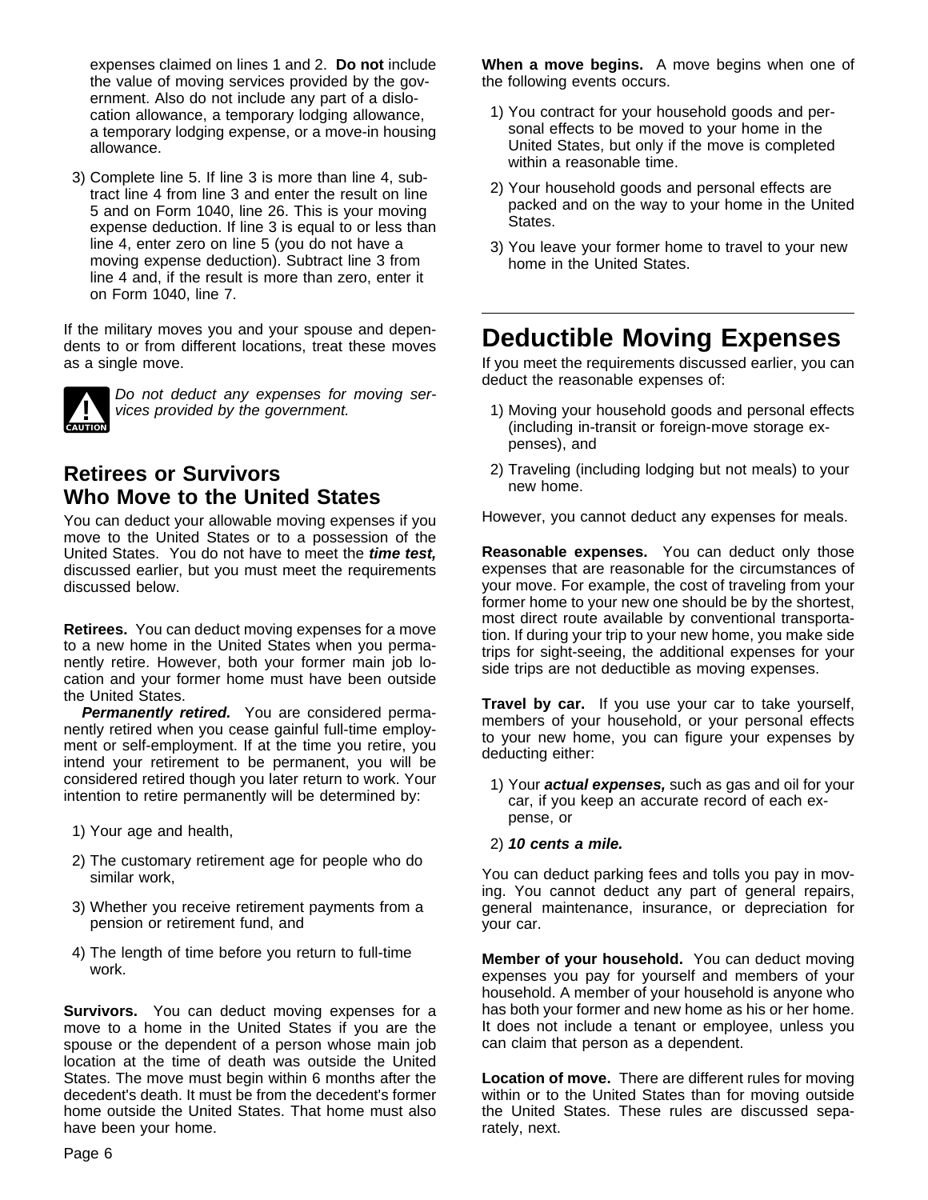expenses claimed on lines 1 and 2. **Do not** include the value of moving services provided by the government. Also do not include any part of a dislocation allowance, a temporary lodging allowance, a temporary lodging expense, or a move-in housing allowance.

3) Complete line 5. If line 3 is more than line 4, subtract line 4 from line 3 and enter the result on line 5 and on Form 1040, line 26. This is your moving expense deduction. If line 3 is equal to or less than line 4, enter zero on line 5 (you do not have a moving expense deduction). Subtract line 3 from line 4 and, if the result is more than zero, enter it on Form 1040, line 7.

If the military moves you and your spouse and dependents to or from different locations, treat these moves as a single move.

CAUTION: *Do not deduct any expenses for moving services provided by the government.*

## Retirees or Survivors Who Move to the United States

You can deduct your allowable moving expenses if you move to the United States or to a possession of the United States. You do not have to meet the ***time test,*** discussed earlier, but you must meet the requirements discussed below.

**Retirees.** You can deduct moving expenses for a move to a new home in the United States when you permanently retire. However, both your former main job location and your former home must have been outside the United States.

***Permanently retired.*** You are considered permanently retired when you cease gainful full-time employment or self-employment. If at the time you retire, you intend your retirement to be permanent, you will be considered retired though you later return to work. Your intention to retire permanently will be determined by:

1) Your age and health,
2) The customary retirement age for people who do similar work,
3) Whether you receive retirement payments from a pension or retirement fund, and
4) The length of time before you return to full-time work.

**Survivors.** You can deduct moving expenses for a move to a home in the United States if you are the spouse or the dependent of a person whose main job location at the time of death was outside the United States. The move must begin within 6 months after the decedent's death. It must be from the decedent's former home outside the United States. That home must also have been your home.

**When a move begins.** A move begins when one of the following events occurs.

1) You contract for your household goods and personal effects to be moved to your home in the United States, but only if the move is completed within a reasonable time.
2) Your household goods and personal effects are packed and on the way to your home in the United States.
3) You leave your former home to travel to your new home in the United States.

# Deductible Moving Expenses

If you meet the requirements discussed earlier, you can deduct the reasonable expenses of:

1) Moving your household goods and personal effects (including in-transit or foreign-move storage expenses), and
2) Traveling (including lodging but not meals) to your new home.

However, you cannot deduct any expenses for meals.

**Reasonable expenses.** You can deduct only those expenses that are reasonable for the circumstances of your move. For example, the cost of traveling from your former home to your new one should be by the shortest, most direct route available by conventional transportation. If during your trip to your new home, you make side trips for sight-seeing, the additional expenses for your side trips are not deductible as moving expenses.

**Travel by car.** If you use your car to take yourself, members of your household, or your personal effects to your new home, you can figure your expenses by deducting either:

1) Your ***actual expenses,*** such as gas and oil for your car, if you keep an accurate record of each expense, or
2) ***10 cents a mile.***

You can deduct parking fees and tolls you pay in moving. You cannot deduct any part of general repairs, general maintenance, insurance, or depreciation for your car.

**Member of your household.** You can deduct moving expenses you pay for yourself and members of your household. A member of your household is anyone who has both your former and new home as his or her home. It does not include a tenant or employee, unless you can claim that person as a dependent.

**Location of move.** There are different rules for moving within or to the United States than for moving outside the United States. These rules are discussed separately, next.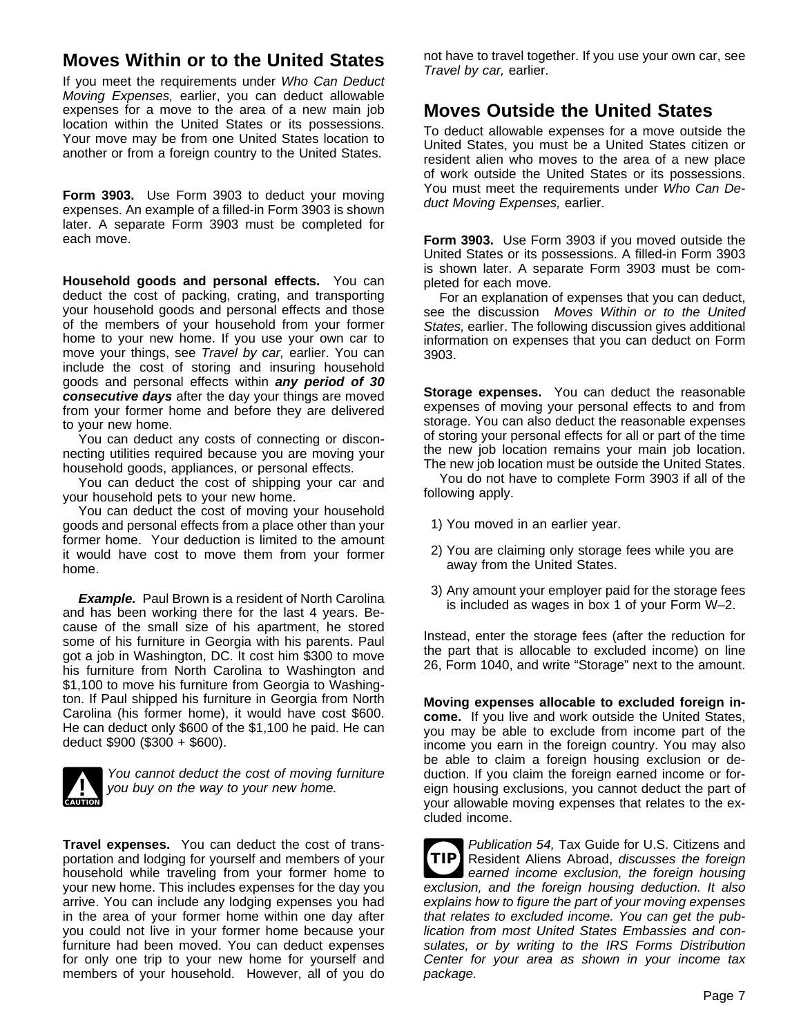## Moves Within or to the United States

If you meet the requirements under *Who Can Deduct Moving Expenses,* earlier, you can deduct allowable expenses for a move to the area of a new main job location within the United States or its possessions. Your move may be from one United States location to another or from a foreign country to the United States.

**Form 3903.** Use Form 3903 to deduct your moving expenses. An example of a filled-in Form 3903 is shown later. A separate Form 3903 must be completed for each move.

**Household goods and personal effects.** You can deduct the cost of packing, crating, and transporting your household goods and personal effects and those of the members of your household from your former home to your new home. If you use your own car to move your things, see *Travel by car,* earlier. You can include the cost of storing and insuring household goods and personal effects within ***any period of 30 consecutive days*** after the day your things are moved from your former home and before they are delivered to your new home.

You can deduct any costs of connecting or disconnecting utilities required because you are moving your household goods, appliances, or personal effects.

You can deduct the cost of shipping your car and your household pets to your new home.

You can deduct the cost of moving your household goods and personal effects from a place other than your former home. Your deduction is limited to the amount it would have cost to move them from your former home.

***Example.*** Paul Brown is a resident of North Carolina and has been working there for the last 4 years. Because of the small size of his apartment, he stored some of his furniture in Georgia with his parents. Paul got a job in Washington, DC. It cost him $300 to move his furniture from North Carolina to Washington and $1,100 to move his furniture from Georgia to Washington. If Paul shipped his furniture in Georgia from North Carolina (his former home), it would have cost $600. He can deduct only $600 of the $1,100 he paid. He can deduct $900 ($300 + $600).

**CAUTION:** *You cannot deduct the cost of moving furniture you buy on the way to your new home.*

**Travel expenses.** You can deduct the cost of transportation and lodging for yourself and members of your household while traveling from your former home to your new home. This includes expenses for the day you arrive. You can include any lodging expenses you had in the area of your former home within one day after you could not live in your former home because your furniture had been moved. You can deduct expenses for only one trip to your new home for yourself and members of your household. However, all of you do not have to travel together. If you use your own car, see *Travel by car,* earlier.

## Moves Outside the United States

To deduct allowable expenses for a move outside the United States, you must be a United States citizen or resident alien who moves to the area of a new place of work outside the United States or its possessions. You must meet the requirements under *Who Can Deduct Moving Expenses,* earlier.

**Form 3903.** Use Form 3903 if you moved outside the United States or its possessions. A filled-in Form 3903 is shown later. A separate Form 3903 must be completed for each move.

For an explanation of expenses that you can deduct, see the discussion *Moves Within or to the United States,* earlier. The following discussion gives additional information on expenses that you can deduct on Form 3903.

**Storage expenses.** You can deduct the reasonable expenses of moving your personal effects to and from storage. You can also deduct the reasonable expenses of storing your personal effects for all or part of the time the new job location remains your main job location. The new job location must be outside the United States.

You do not have to complete Form 3903 if all of the following apply.

1) You moved in an earlier year.
2) You are claiming only storage fees while you are away from the United States.
3) Any amount your employer paid for the storage fees is included as wages in box 1 of your Form W–2.

Instead, enter the storage fees (after the reduction for the part that is allocable to excluded income) on line 26, Form 1040, and write “Storage” next to the amount.

**Moving expenses allocable to excluded foreign income.** If you live and work outside the United States, you may be able to exclude from income part of the income you earn in the foreign country. You may also be able to claim a foreign housing exclusion or deduction. If you claim the foreign earned income or foreign housing exclusions, you cannot deduct the part of your allowable moving expenses that relates to the excluded income.

**TIP:** *Publication 54,* Tax Guide for U.S. Citizens and Resident Aliens Abroad, *discusses the foreign earned income exclusion, the foreign housing exclusion, and the foreign housing deduction. It also explains how to figure the part of your moving expenses that relates to excluded income. You can get the publication from most United States Embassies and consulates, or by writing to the IRS Forms Distribution Center for your area as shown in your income tax package.*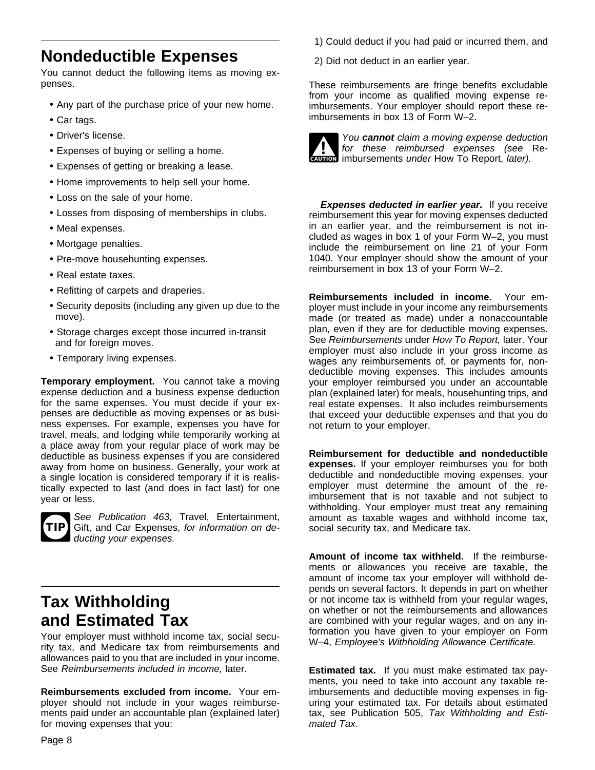## Nondeductible Expenses

You cannot deduct the following items as moving expenses.

- Any part of the purchase price of your new home.
- Car tags.
- Driver's license.
- Expenses of buying or selling a home.
- Expenses of getting or breaking a lease.
- Home improvements to help sell your home.
- Loss on the sale of your home.
- Losses from disposing of memberships in clubs.
- Meal expenses.
- Mortgage penalties.
- Pre-move househunting expenses.
- Real estate taxes.
- Refitting of carpets and draperies.
- Security deposits (including any given up due to the move).
- Storage charges except those incurred in-transit and for foreign moves.
- Temporary living expenses.

**Temporary employment.** You cannot take a moving expense deduction and a business expense deduction for the same expenses. You must decide if your expenses are deductible as moving expenses or as business expenses. For example, expenses you have for travel, meals, and lodging while temporarily working at a place away from your regular place of work may be deductible as business expenses if you are considered away from home on business. Generally, your work at a single location is considered temporary if it is realistically expected to last (and does in fact last) for one year or less.

TIP: *See Publication 463,* Travel, Entertainment, Gift, and Car Expenses, *for information on deducting your expenses.*

## Tax Withholding and Estimated Tax

Your employer must withhold income tax, social security tax, and Medicare tax from reimbursements and allowances paid to you that are included in your income. See *Reimbursements included in income,* later.

**Reimbursements excluded from income.** Your employer should not include in your wages reimbursements paid under an accountable plan (explained later) for moving expenses that you:

1) Could deduct if you had paid or incurred them, and

2) Did not deduct in an earlier year.

These reimbursements are fringe benefits excludable from your income as qualified moving expense reimbursements. Your employer should report these reimbursements in box 13 of Form W–2.

CAUTION: *You **cannot** claim a moving expense deduction for these reimbursed expenses (see* Reimbursements *under* How To Report, *later).*

***Expenses deducted in earlier year.*** If you receive reimbursement this year for moving expenses deducted in an earlier year, and the reimbursement is not included as wages in box 1 of your Form W–2, you must include the reimbursement on line 21 of your Form 1040. Your employer should show the amount of your reimbursement in box 13 of your Form W–2.

**Reimbursements included in income.** Your employer must include in your income any reimbursements made (or treated as made) under a nonaccountable plan, even if they are for deductible moving expenses. See *Reimbursements* under *How To Report,* later. Your employer must also include in your gross income as wages any reimbursements of, or payments for, nondeductible moving expenses. This includes amounts your employer reimbursed you under an accountable plan (explained later) for meals, househunting trips, and real estate expenses. It also includes reimbursements that exceed your deductible expenses and that you do not return to your employer.

**Reimbursement for deductible and nondeductible expenses.** If your employer reimburses you for both deductible and nondeductible moving expenses, your employer must determine the amount of the reimbursement that is not taxable and not subject to withholding. Your employer must treat any remaining amount as taxable wages and withhold income tax, social security tax, and Medicare tax.

**Amount of income tax withheld.** If the reimbursements or allowances you receive are taxable, the amount of income tax your employer will withhold depends on several factors. It depends in part on whether or not income tax is withheld from your regular wages, on whether or not the reimbursements and allowances are combined with your regular wages, and on any information you have given to your employer on Form W–4, *Employee's Withholding Allowance Certificate.*

**Estimated tax.** If you must make estimated tax payments, you need to take into account any taxable reimbursements and deductible moving expenses in figuring your estimated tax. For details about estimated tax, see Publication 505, *Tax Withholding and Estimated Tax*.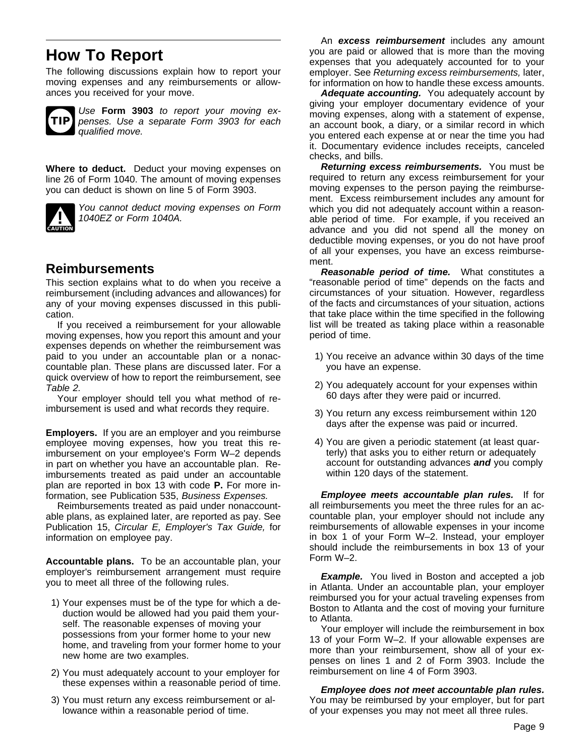## How To Report

The following discussions explain how to report your moving expenses and any reimbursements or allowances you received for your move.

TIP: *Use* **Form 3903** *to report your moving expenses. Use a separate Form 3903 for each qualified move.*

**Where to deduct.** Deduct your moving expenses on line 26 of Form 1040. The amount of moving expenses you can deduct is shown on line 5 of Form 3903.

CAUTION: *You cannot deduct moving expenses on Form 1040EZ or Form 1040A.*

### Reimbursements

This section explains what to do when you receive a reimbursement (including advances and allowances) for any of your moving expenses discussed in this publication.

If you received a reimbursement for your allowable moving expenses, how you report this amount and your expenses depends on whether the reimbursement was paid to you under an accountable plan or a nonaccountable plan. These plans are discussed later. For a quick overview of how to report the reimbursement, see *Table 2.*

Your employer should tell you what method of reimbursement is used and what records they require.

**Employers.** If you are an employer and you reimburse employee moving expenses, how you treat this reimbursement on your employee's Form W–2 depends in part on whether you have an accountable plan. Reimbursements treated as paid under an accountable plan are reported in box 13 with code **P.** For more information, see Publication 535, *Business Expenses.*

Reimbursements treated as paid under nonaccountable plans, as explained later, are reported as pay. See Publication 15, *Circular E, Employer's Tax Guide,* for information on employee pay.

**Accountable plans.** To be an accountable plan, your employer's reimbursement arrangement must require you to meet all three of the following rules.

1) Your expenses must be of the type for which a deduction would be allowed had you paid them yourself. The reasonable expenses of moving your possessions from your former home to your new home, and traveling from your former home to your new home are two examples.
2) You must adequately account to your employer for these expenses within a reasonable period of time.
3) You must return any excess reimbursement or allowance within a reasonable period of time.

An ***excess reimbursement*** includes any amount you are paid or allowed that is more than the moving expenses that you adequately accounted for to your employer. See *Returning excess reimbursements,* later, for information on how to handle these excess amounts.

***Adequate accounting.*** You adequately account by giving your employer documentary evidence of your moving expenses, along with a statement of expense, an account book, a diary, or a similar record in which you entered each expense at or near the time you had it. Documentary evidence includes receipts, canceled checks, and bills.

***Returning excess reimbursements.*** You must be required to return any excess reimbursement for your moving expenses to the person paying the reimbursement. Excess reimbursement includes any amount for which you did not adequately account within a reasonable period of time. For example, if you received an advance and you did not spend all the money on deductible moving expenses, or you do not have proof of all your expenses, you have an excess reimbursement.

***Reasonable period of time.*** What constitutes a "reasonable period of time" depends on the facts and circumstances of your situation. However, regardless of the facts and circumstances of your situation, actions that take place within the time specified in the following list will be treated as taking place within a reasonable period of time.

1) You receive an advance within 30 days of the time you have an expense.
2) You adequately account for your expenses within 60 days after they were paid or incurred.
3) You return any excess reimbursement within 120 days after the expense was paid or incurred.
4) You are given a periodic statement (at least quarterly) that asks you to either return or adequately account for outstanding advances ***and*** you comply within 120 days of the statement.

***Employee meets accountable plan rules.*** If for all reimbursements you meet the three rules for an accountable plan, your employer should not include any reimbursements of allowable expenses in your income in box 1 of your Form W–2. Instead, your employer should include the reimbursements in box 13 of your Form W–2.

***Example.*** You lived in Boston and accepted a job in Atlanta. Under an accountable plan, your employer reimbursed you for your actual traveling expenses from Boston to Atlanta and the cost of moving your furniture to Atlanta.

Your employer will include the reimbursement in box 13 of your Form W–2. If your allowable expenses are more than your reimbursement, show all of your expenses on lines 1 and 2 of Form 3903. Include the reimbursement on line 4 of Form 3903.

***Employee does not meet accountable plan rules.*** You may be reimbursed by your employer, but for part of your expenses you may not meet all three rules.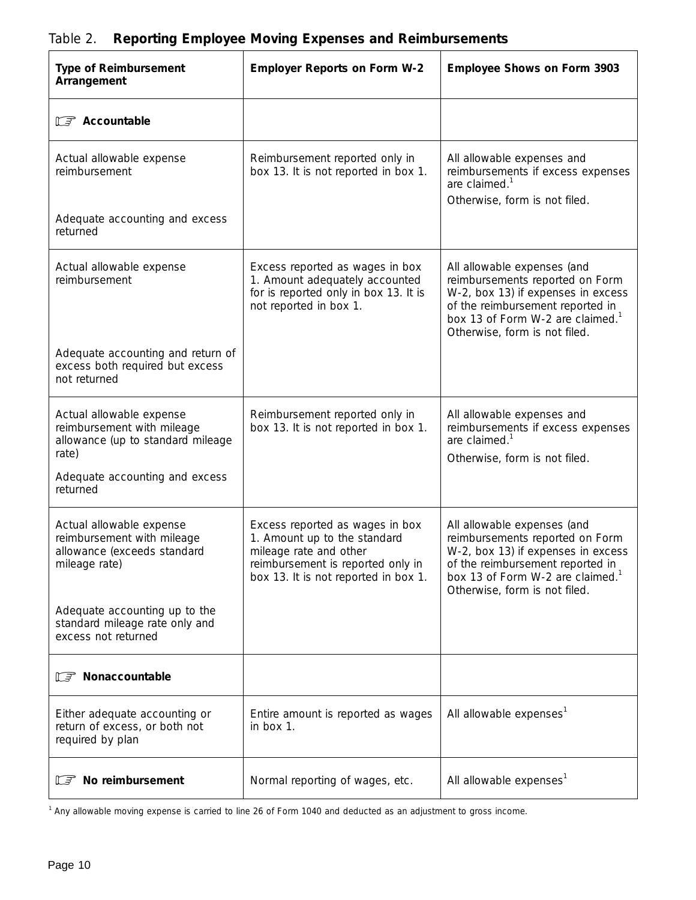Table 2. **Reporting Employee Moving Expenses and Reimbursements**

| Type of Reimbursement Arrangement | Employer Reports on Form W-2 | Employee Shows on Form 3903 |
|---|---|---|
| ☞ **Accountable** | | |
| Actual allowable expense reimbursement<br><br>Adequate accounting and excess returned | Reimbursement reported only in box 13. It is not reported in box 1. | All allowable expenses and reimbursements if excess expenses are claimed.[1]<br>Otherwise, form is not filed. |
| Actual allowable expense reimbursement<br><br>Adequate accounting and return of excess both required but excess not returned | Excess reported as wages in box 1. Amount adequately accounted for is reported only in box 13. It is not reported in box 1. | All allowable expenses (and reimbursements reported on Form W-2, box 13) if expenses in excess of the reimbursement reported in box 13 of Form W-2 are claimed.[1] Otherwise, form is not filed. |
| Actual allowable expense reimbursement with mileage allowance (up to standard mileage rate)<br><br>Adequate accounting and excess returned | Reimbursement reported only in box 13. It is not reported in box 1. | All allowable expenses and reimbursements if excess expenses are claimed.[1]<br>Otherwise, form is not filed. |
| Actual allowable expense reimbursement with mileage allowance (exceeds standard mileage rate)<br><br>Adequate accounting up to the standard mileage rate only and excess not returned | Excess reported as wages in box 1. Amount up to the standard mileage rate and other reimbursement is reported only in box 13. It is not reported in box 1. | All allowable expenses (and reimbursements reported on Form W-2, box 13) if expenses in excess of the reimbursement reported in box 13 of Form W-2 are claimed.[1] Otherwise, form is not filed. |
| ☞ **Nonaccountable** | | |
| Either adequate accounting or return of excess, or both not required by plan | Entire amount is reported as wages in box 1. | All allowable expenses[1] |
| ☞ **No reimbursement** | Normal reporting of wages, etc. | All allowable expenses[1] |

[1] Any allowable moving expense is carried to line 26 of Form 1040 and deducted as an adjustment to gross income.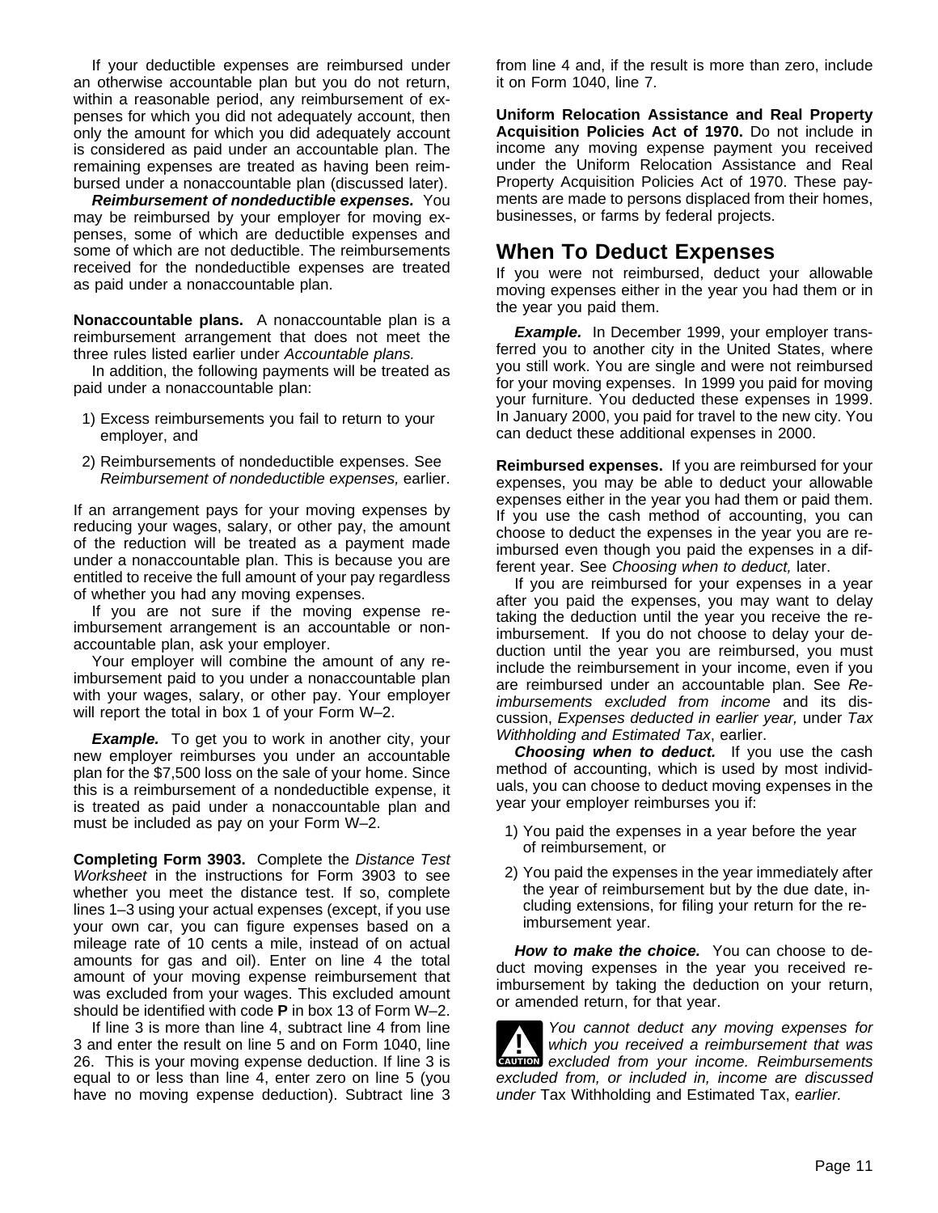If your deductible expenses are reimbursed under an otherwise accountable plan but you do not return, within a reasonable period, any reimbursement of expenses for which you did not adequately account, then only the amount for which you did adequately account is considered as paid under an accountable plan. The remaining expenses are treated as having been reimbursed under a nonaccountable plan (discussed later).

***Reimbursement of nondeductible expenses.*** You may be reimbursed by your employer for moving expenses, some of which are deductible expenses and some of which are not deductible. The reimbursements received for the nondeductible expenses are treated as paid under a nonaccountable plan.

**Nonaccountable plans.** A nonaccountable plan is a reimbursement arrangement that does not meet the three rules listed earlier under *Accountable plans.*

In addition, the following payments will be treated as paid under a nonaccountable plan:

1) Excess reimbursements you fail to return to your employer, and
2) Reimbursements of nondeductible expenses. See *Reimbursement of nondeductible expenses,* earlier.

If an arrangement pays for your moving expenses by reducing your wages, salary, or other pay, the amount of the reduction will be treated as a payment made under a nonaccountable plan. This is because you are entitled to receive the full amount of your pay regardless of whether you had any moving expenses.

If you are not sure if the moving expense reimbursement arrangement is an accountable or nonaccountable plan, ask your employer.

Your employer will combine the amount of any reimbursement paid to you under a nonaccountable plan with your wages, salary, or other pay. Your employer will report the total in box 1 of your Form W–2.

***Example.*** To get you to work in another city, your new employer reimburses you under an accountable plan for the $7,500 loss on the sale of your home. Since this is a reimbursement of a nondeductible expense, it is treated as paid under a nonaccountable plan and must be included as pay on your Form W–2.

**Completing Form 3903.** Complete the *Distance Test Worksheet* in the instructions for Form 3903 to see whether you meet the distance test. If so, complete lines 1–3 using your actual expenses (except, if you use your own car, you can figure expenses based on a mileage rate of 10 cents a mile, instead of on actual amounts for gas and oil). Enter on line 4 the total amount of your moving expense reimbursement that was excluded from your wages. This excluded amount should be identified with code **P** in box 13 of Form W–2.

If line 3 is more than line 4, subtract line 4 from line 3 and enter the result on line 5 and on Form 1040, line 26. This is your moving expense deduction. If line 3 is equal to or less than line 4, enter zero on line 5 (you have no moving expense deduction). Subtract line 3 from line 4 and, if the result is more than zero, include it on Form 1040, line 7.

**Uniform Relocation Assistance and Real Property Acquisition Policies Act of 1970.** Do not include in income any moving expense payment you received under the Uniform Relocation Assistance and Real Property Acquisition Policies Act of 1970. These payments are made to persons displaced from their homes, businesses, or farms by federal projects.

## When To Deduct Expenses

If you were not reimbursed, deduct your allowable moving expenses either in the year you had them or in the year you paid them.

***Example.*** In December 1999, your employer transferred you to another city in the United States, where you still work. You are single and were not reimbursed for your moving expenses. In 1999 you paid for moving your furniture. You deducted these expenses in 1999. In January 2000, you paid for travel to the new city. You can deduct these additional expenses in 2000.

**Reimbursed expenses.** If you are reimbursed for your expenses, you may be able to deduct your allowable expenses either in the year you had them or paid them. If you use the cash method of accounting, you can choose to deduct the expenses in the year you are reimbursed even though you paid the expenses in a different year. See *Choosing when to deduct,* later.

If you are reimbursed for your expenses in a year after you paid the expenses, you may want to delay taking the deduction until the year you receive the reimbursement. If you do not choose to delay your deduction until the year you are reimbursed, you must include the reimbursement in your income, even if you are reimbursed under an accountable plan. See *Reimbursements excluded from income* and its discussion, *Expenses deducted in earlier year,* under *Tax Withholding and Estimated Tax*, earlier.

***Choosing when to deduct.*** If you use the cash method of accounting, which is used by most individuals, you can choose to deduct moving expenses in the year your employer reimburses you if:

1) You paid the expenses in a year before the year of reimbursement, or
2) You paid the expenses in the year immediately after the year of reimbursement but by the due date, including extensions, for filing your return for the reimbursement year.

***How to make the choice.*** You can choose to deduct moving expenses in the year you received reimbursement by taking the deduction on your return, or amended return, for that year.

CAUTION: *You cannot deduct any moving expenses for which you received a reimbursement that was excluded from your income. Reimbursements excluded from, or included in, income are discussed under* Tax Withholding and Estimated Tax, *earlier.*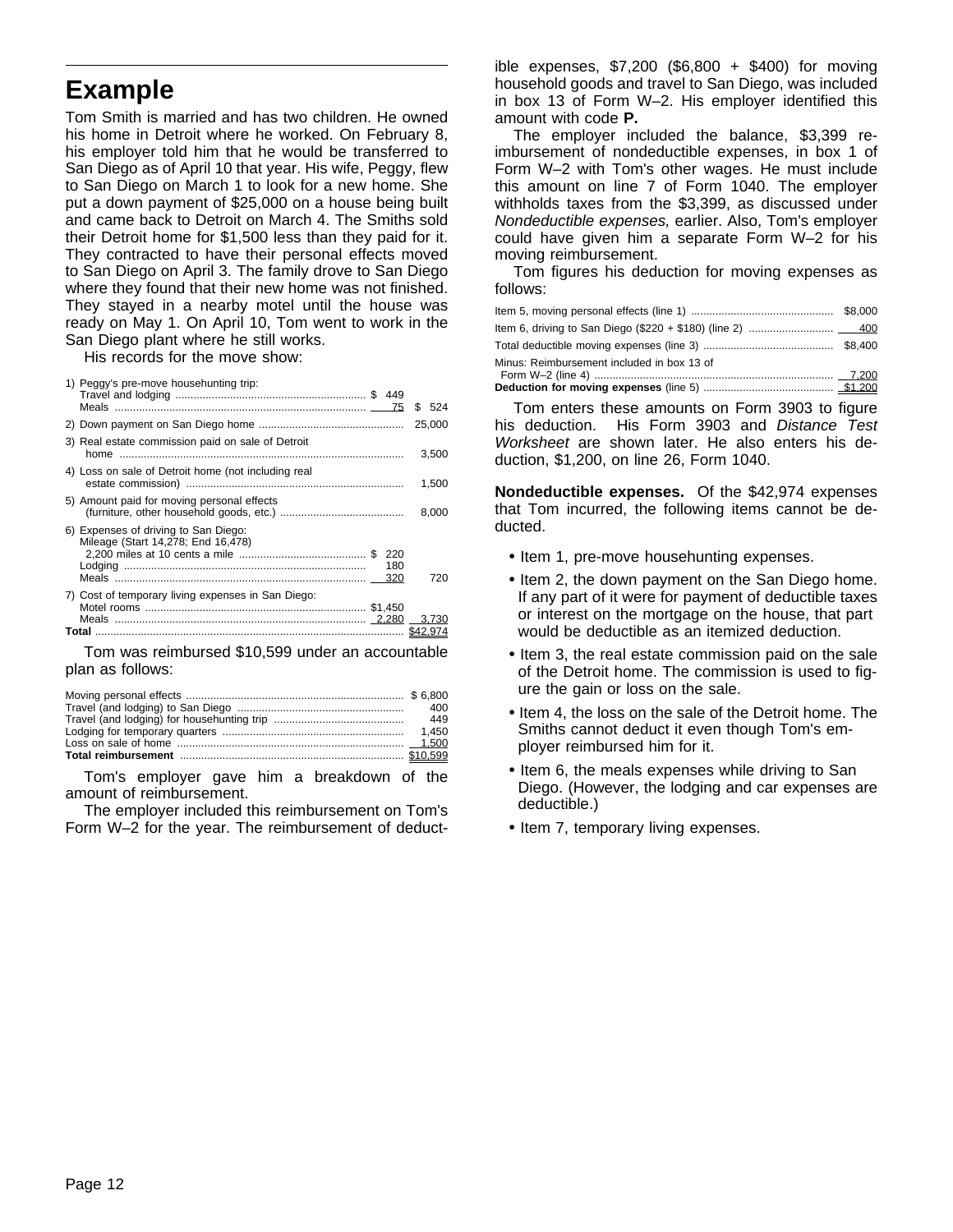## Example

Tom Smith is married and has two children. He owned his home in Detroit where he worked. On February 8, his employer told him that he would be transferred to San Diego as of April 10 that year. His wife, Peggy, flew to San Diego on March 1 to look for a new home. She put a down payment of $25,000 on a house being built and came back to Detroit on March 4. The Smiths sold their Detroit home for $1,500 less than they paid for it. They contracted to have their personal effects moved to San Diego on April 3. The family drove to San Diego where they found that their new home was not finished. They stayed in a nearby motel until the house was ready on May 1. On April 10, Tom went to work in the San Diego plant where he still works.

His records for the move show:

| | | |
|---|---|---|
| 1) Peggy's pre-move househunting trip: | | |
| Travel and lodging | $ 449 | |
| Meals | 75 | $ 524 |
| 2) Down payment on San Diego home | | 25,000 |
| 3) Real estate commission paid on sale of Detroit home | | 3,500 |
| 4) Loss on sale of Detroit home (not including real estate commission) | | 1,500 |
| 5) Amount paid for moving personal effects (furniture, other household goods, etc.) | | 8,000 |
| 6) Expenses of driving to San Diego: Mileage (Start 14,278; End 16,478) | | |
| 2,200 miles at 10 cents a mile | $ 220 | |
| Lodging | 180 | |
| Meals | 320 | 720 |
| 7) Cost of temporary living expenses in San Diego: | | |
| Motel rooms | $1,450 | |
| Meals | 2,280 | 3,730 |
| **Total** | | $42,974 |

Tom was reimbursed $10,599 under an accountable plan as follows:

| | |
|---|---|
| Moving personal effects | $ 6,800 |
| Travel (and lodging) to San Diego | 400 |
| Travel (and lodging) for househunting trip | 449 |
| Lodging for temporary quarters | 1,450 |
| Loss on sale of home | 1,500 |
| **Total reimbursement** | $10,599 |

Tom's employer gave him a breakdown of the amount of reimbursement.

The employer included this reimbursement on Tom's Form W–2 for the year. The reimbursement of deductible expenses, $7,200 ($6,800 + $400) for moving household goods and travel to San Diego, was included in box 13 of Form W–2. His employer identified this amount with code **P.**

The employer included the balance, $3,399 reimbursement of nondeductible expenses, in box 1 of Form W–2 with Tom's other wages. He must include this amount on line 7 of Form 1040. The employer withholds taxes from the $3,399, as discussed under *Nondeductible expenses,* earlier. Also, Tom's employer could have given him a separate Form W–2 for his moving reimbursement.

Tom figures his deduction for moving expenses as follows:

| | |
|---|---|
| Item 5, moving personal effects (line 1) | $8,000 |
| Item 6, driving to San Diego ($220 + $180) (line 2) | 400 |
| Total deductible moving expenses (line 3) | $8,400 |
| Minus: Reimbursement included in box 13 of Form W–2 (line 4) | 7,200 |
| **Deduction for moving expenses** (line 5) | $1,200 |

Tom enters these amounts on Form 3903 to figure his deduction. His Form 3903 and *Distance Test Worksheet* are shown later. He also enters his deduction, $1,200, on line 26, Form 1040.

**Nondeductible expenses.** Of the $42,974 expenses that Tom incurred, the following items cannot be deducted.

- Item 1, pre-move househunting expenses.
- Item 2, the down payment on the San Diego home. If any part of it were for payment of deductible taxes or interest on the mortgage on the house, that part would be deductible as an itemized deduction.
- Item 3, the real estate commission paid on the sale of the Detroit home. The commission is used to figure the gain or loss on the sale.
- Item 4, the loss on the sale of the Detroit home. The Smiths cannot deduct it even though Tom's employer reimbursed him for it.
- Item 6, the meals expenses while driving to San Diego. (However, the lodging and car expenses are deductible.)
- Item 7, temporary living expenses.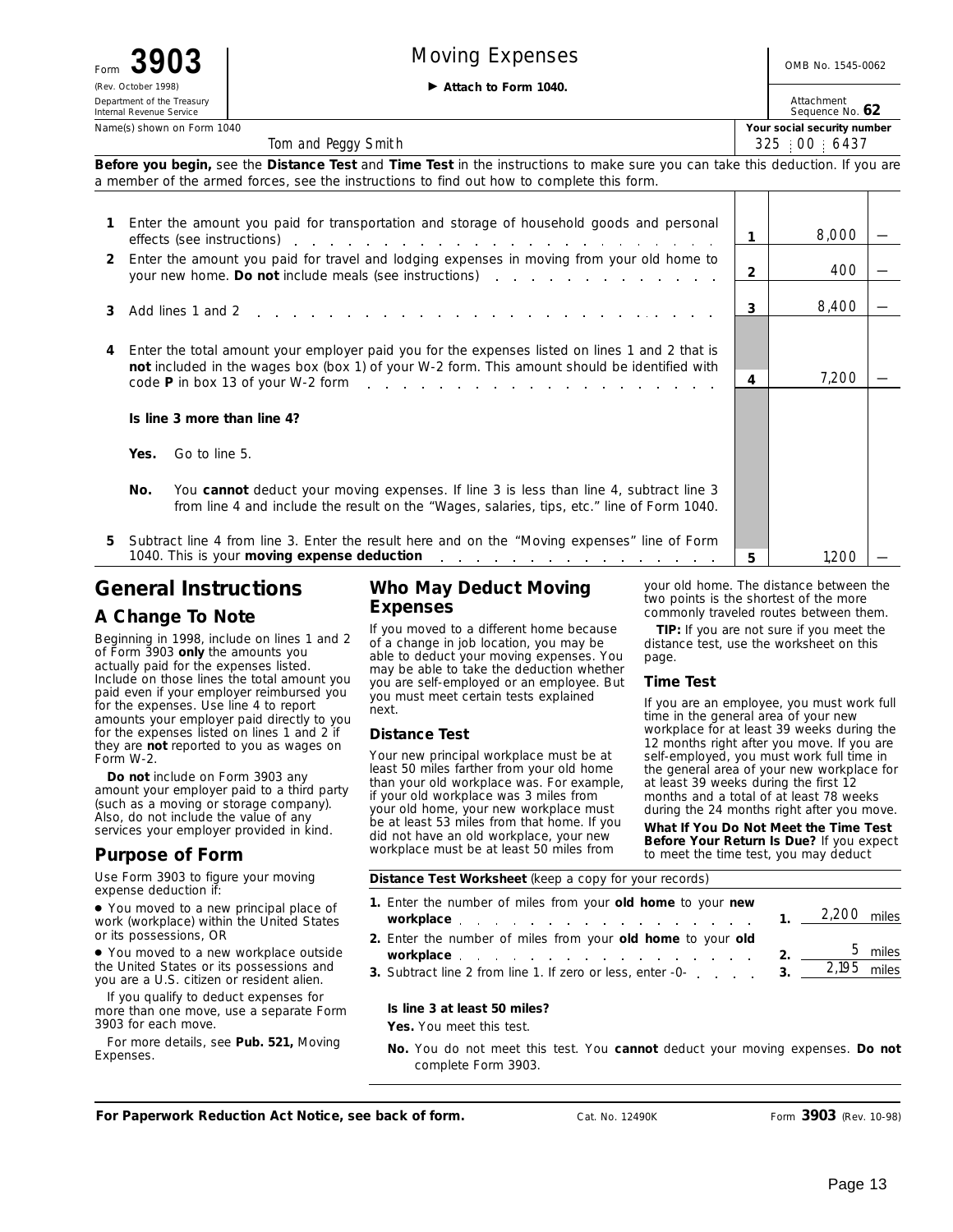Form **3903** (Rev. October 1998) Department of the Treasury Internal Revenue Service

# Moving Expenses

▶ **Attach to Form 1040.**

OMB No. 1545-0062

Attachment Sequence No. **62**

Name(s) shown on Form 1040: Tom and Peggy Smith

**Your social security number**: 325 : 00 : 6437

**Before you begin,** see the **Distance Test** and **Time Test** in the instructions to make sure you can take this deduction. If you are a member of the armed forces, see the instructions to find out how to complete this form.

| | | Line | Amount |
|---|---|---|---|
| **1** | Enter the amount you paid for transportation and storage of household goods and personal effects (see instructions) | 1 | 8,000 — |
| **2** | Enter the amount you paid for travel and lodging expenses in moving from your old home to your new home. **Do not** include meals (see instructions) | 2 | 400 — |
| **3** | Add lines 1 and 2 | 3 | 8,400 — |
| **4** | Enter the total amount your employer paid you for the expenses listed on lines 1 and 2 that is **not** included in the wages box (box 1) of your W-2 form. This amount should be identified with code **P** in box 13 of your W-2 form | 4 | 7,200 — |

**Is line 3 more than line 4?**

**Yes.** Go to line 5.

**No.** You **cannot** deduct your moving expenses. If line 3 is less than line 4, subtract line 3 from line 4 and include the result on the "Wages, salaries, tips, etc." line of Form 1040.

| | | Line | Amount |
|---|---|---|---|
| **5** | Subtract line 4 from line 3. Enter the result here and on the "Moving expenses" line of Form 1040. This is your **moving expense deduction** | 5 | 1,200 — |

## General Instructions

### A Change To Note

Beginning in 1998, include on lines 1 and 2 of Form 3903 **only** the amounts you actually paid for the expenses listed. Include on those lines the total amount you paid even if your employer reimbursed you for the expenses. Use line 4 to report amounts your employer paid directly to you for the expenses listed on lines 1 and 2 if they are **not** reported to you as wages on Form W-2.

**Do not** include on Form 3903 any amount your employer paid to a third party (such as a moving or storage company). Also, do not include the value of any services your employer provided in kind.

### Purpose of Form

Use Form 3903 to figure your moving expense deduction if:

- You moved to a new principal place of work (workplace) within the United States or its possessions, OR
- You moved to a new workplace outside the United States or its possessions and you are a U.S. citizen or resident alien.

If you qualify to deduct expenses for more than one move, use a separate Form 3903 for each move.

For more details, see **Pub. 521,** Moving Expenses.

## Who May Deduct Moving Expenses

If you moved to a different home because of a change in job location, you may be able to deduct your moving expenses. You may be able to take the deduction whether you are self-employed or an employee. But you must meet certain tests explained next.

### Distance Test

Your new principal workplace must be at least 50 miles farther from your old home than your old workplace was. For example, if your old workplace was 3 miles from your old home, your new workplace must be at least 53 miles from that home. If you did not have an old workplace, your new workplace must be at least 50 miles from your old home. The distance between the two points is the shortest of the more commonly traveled routes between them.

**TIP:** If you are not sure if you meet the distance test, use the worksheet on this page.

### Time Test

If you are an employee, you must work full time in the general area of your new workplace for at least 39 weeks during the 12 months right after you move. If you are self-employed, you must work full time in the general area of your new workplace for at least 39 weeks during the first 12 months and a total of at least 78 weeks during the 24 months right after you move.

**What If You Do Not Meet the Time Test Before Your Return Is Due?** If you expect to meet the time test, you may deduct

**Distance Test Worksheet** (keep a copy for your records)

| | | | |
|---|---|---|---|
| **1.** | Enter the number of miles from your **old home** to your **new workplace** | **1.** | 2,200 miles |
| **2.** | Enter the number of miles from your **old home** to your **old workplace** | **2.** | 5 miles |
| **3.** | Subtract line 2 from line 1. If zero or less, enter -0- | **3.** | 2,195 miles |

**Is line 3 at least 50 miles?**

**Yes.** You meet this test.

**No.** You do not meet this test. You **cannot** deduct your moving expenses. **Do not** complete Form 3903.

**For Paperwork Reduction Act Notice, see back of form.** Cat. No. 12490K Form **3903** (Rev. 10-98)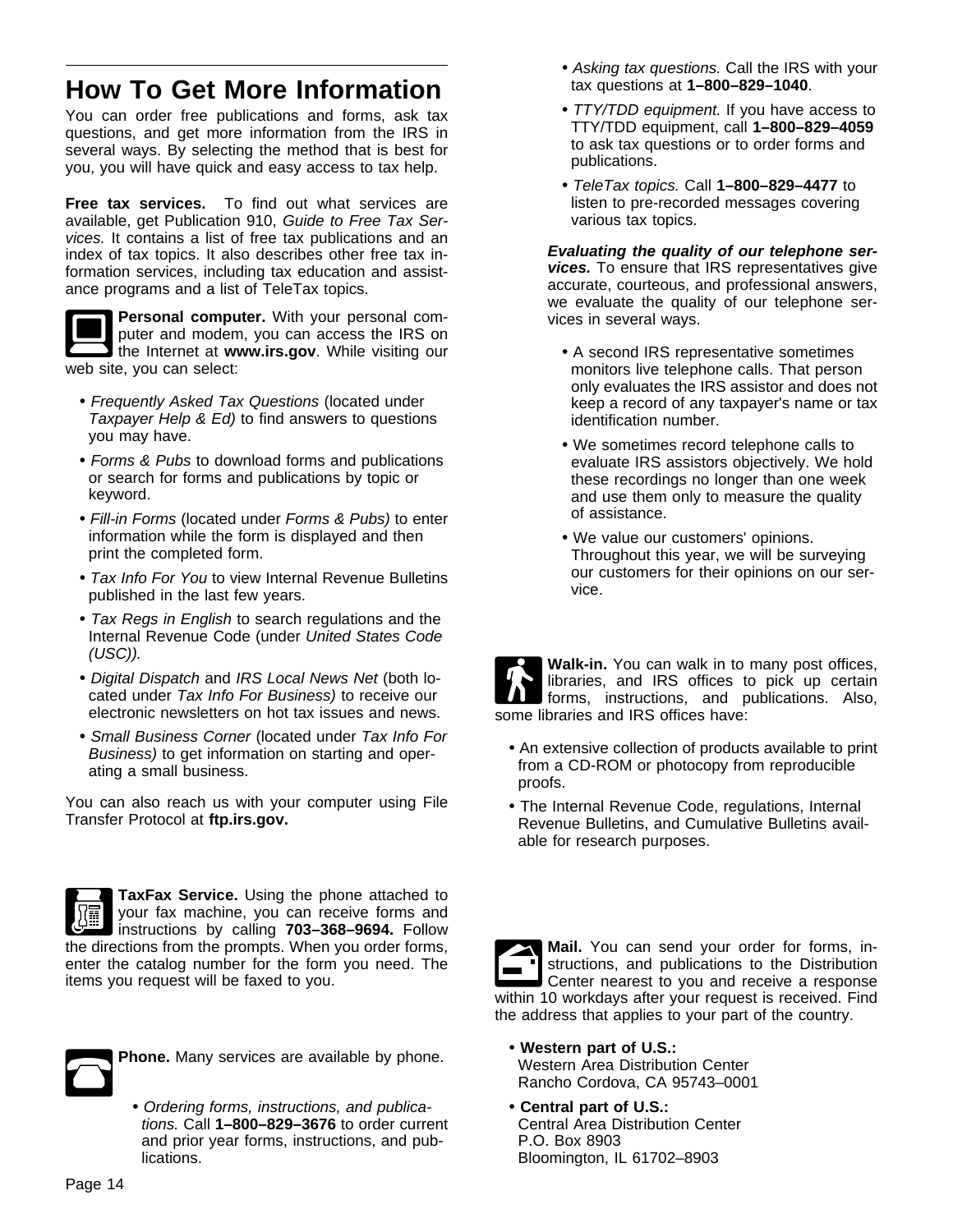## How To Get More Information

You can order free publications and forms, ask tax questions, and get more information from the IRS in several ways. By selecting the method that is best for you, you will have quick and easy access to tax help.

**Free tax services.** To find out what services are available, get Publication 910, *Guide to Free Tax Services.* It contains a list of free tax publications and an index of tax topics. It also describes other free tax information services, including tax education and assistance programs and a list of TeleTax topics.

**Personal computer.** With your personal computer and modem, you can access the IRS on the Internet at **www.irs.gov**. While visiting our web site, you can select:

- *Frequently Asked Tax Questions* (located under *Taxpayer Help & Ed)* to find answers to questions you may have.
- *Forms & Pubs* to download forms and publications or search for forms and publications by topic or keyword.
- *Fill-in Forms* (located under *Forms & Pubs)* to enter information while the form is displayed and then print the completed form.
- *Tax Info For You* to view Internal Revenue Bulletins published in the last few years.
- *Tax Regs in English* to search regulations and the Internal Revenue Code (under *United States Code (USC)).*
- *Digital Dispatch* and *IRS Local News Net* (both located under *Tax Info For Business)* to receive our electronic newsletters on hot tax issues and news.
- *Small Business Corner* (located under *Tax Info For Business)* to get information on starting and operating a small business.

You can also reach us with your computer using File Transfer Protocol at **ftp.irs.gov.**

**TaxFax Service.** Using the phone attached to your fax machine, you can receive forms and instructions by calling **703–368–9694.** Follow the directions from the prompts. When you order forms, enter the catalog number for the form you need. The items you request will be faxed to you.

**Phone.** Many services are available by phone.

- *Ordering forms, instructions, and publications.* Call **1–800–829–3676** to order current and prior year forms, instructions, and publications.
- *Asking tax questions.* Call the IRS with your tax questions at **1–800–829–1040**.
- *TTY/TDD equipment.* If you have access to TTY/TDD equipment, call **1–800–829–4059** to ask tax questions or to order forms and publications.
- *TeleTax topics.* Call **1–800–829–4477** to listen to pre-recorded messages covering various tax topics.

***Evaluating the quality of our telephone services.*** To ensure that IRS representatives give accurate, courteous, and professional answers, we evaluate the quality of our telephone services in several ways.

- A second IRS representative sometimes monitors live telephone calls. That person only evaluates the IRS assistor and does not keep a record of any taxpayer's name or tax identification number.
- We sometimes record telephone calls to evaluate IRS assistors objectively. We hold these recordings no longer than one week and use them only to measure the quality of assistance.
- We value our customers' opinions. Throughout this year, we will be surveying our customers for their opinions on our service.

**Walk-in.** You can walk in to many post offices, libraries, and IRS offices to pick up certain forms, instructions, and publications. Also, some libraries and IRS offices have:

- An extensive collection of products available to print from a CD-ROM or photocopy from reproducible proofs.
- The Internal Revenue Code, regulations, Internal Revenue Bulletins, and Cumulative Bulletins available for research purposes.

**Mail.** You can send your order for forms, instructions, and publications to the Distribution Center nearest to you and receive a response within 10 workdays after your request is received. Find the address that applies to your part of the country.

- **Western part of U.S.:**  
  Western Area Distribution Center  
  Rancho Cordova, CA 95743–0001
- **Central part of U.S.:**  
  Central Area Distribution Center  
  P.O. Box 8903  
  Bloomington, IL 61702–8903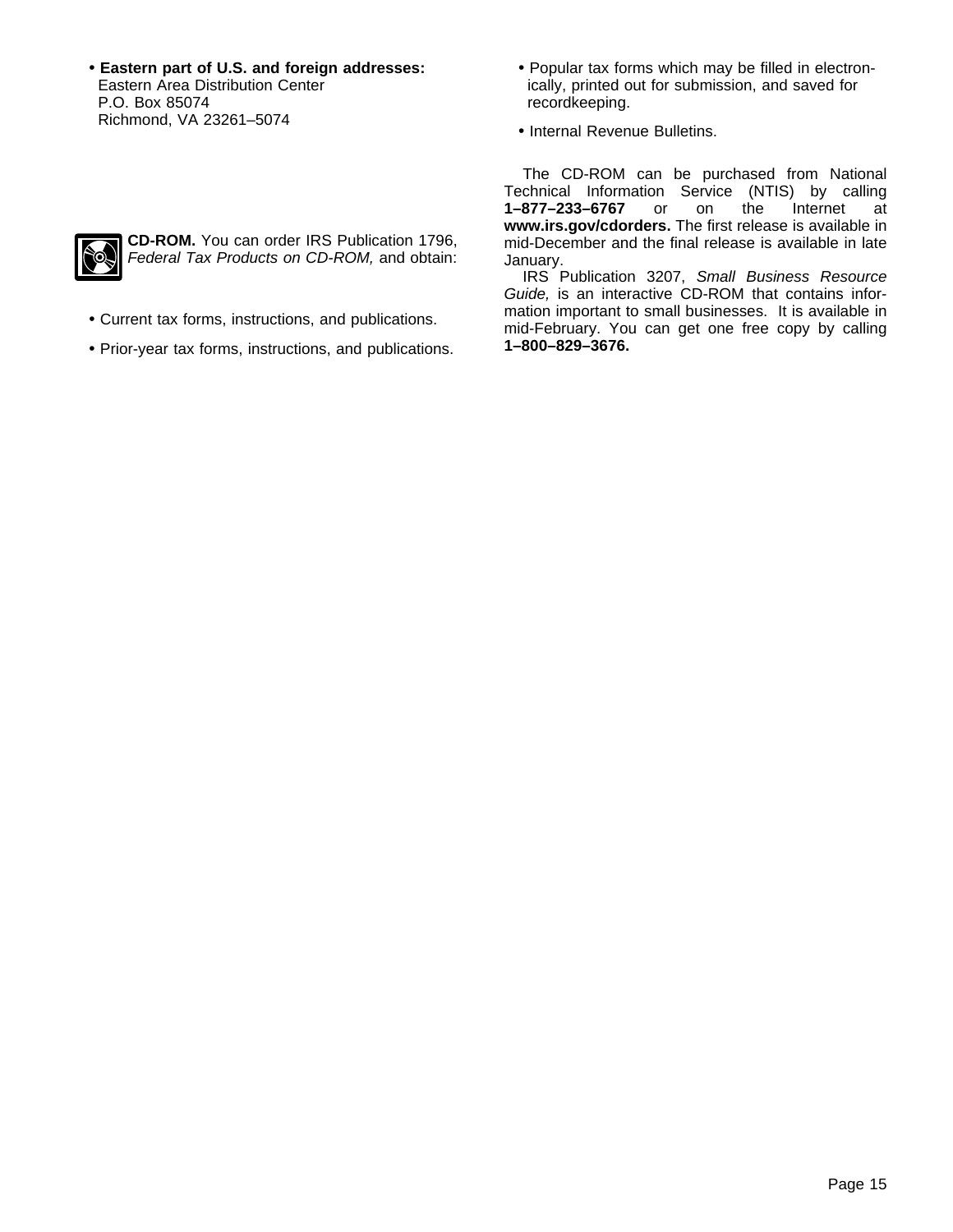- **Eastern part of U.S. and foreign addresses:**
  Eastern Area Distribution Center
  P.O. Box 85074
  Richmond, VA 23261–5074

**CD-ROM.** You can order IRS Publication 1796, *Federal Tax Products on CD-ROM,* and obtain:

- Current tax forms, instructions, and publications.
- Prior-year tax forms, instructions, and publications.
- Popular tax forms which may be filled in electronically, printed out for submission, and saved for recordkeeping.
- Internal Revenue Bulletins.

The CD-ROM can be purchased from National Technical Information Service (NTIS) by calling **1–877–233–6767** or on the Internet at **www.irs.gov/cdorders.** The first release is available in mid-December and the final release is available in late January.

IRS Publication 3207, *Small Business Resource Guide,* is an interactive CD-ROM that contains information important to small businesses. It is available in mid-February. You can get one free copy by calling **1–800–829–3676.**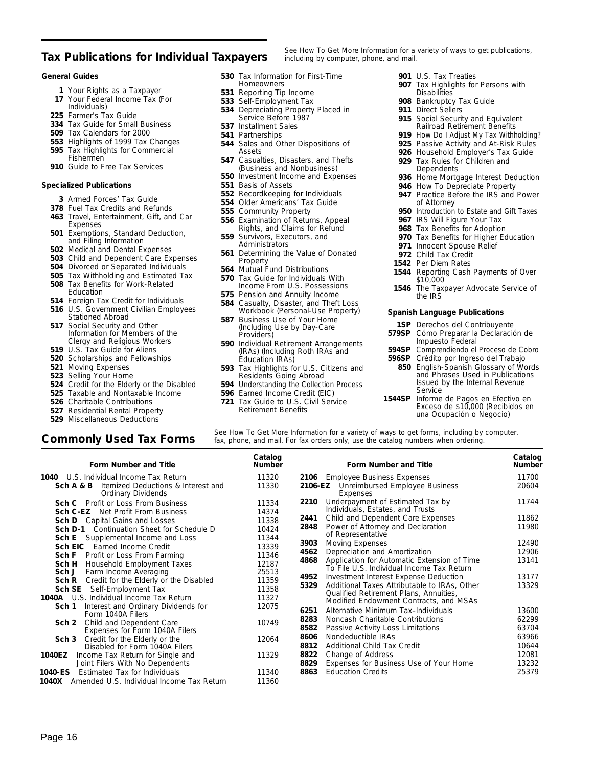## Tax Publications for Individual Taxpayers

See How To Get More Information for a variety of ways to get publications, including by computer, phone, and mail.

### General Guides

- **1** Your Rights as a Taxpayer
- **17** Your Federal Income Tax (For Individuals)
- **225** Farmer's Tax Guide
- **334** Tax Guide for Small Business
- **509** Tax Calendars for 2000
- **553** Highlights of 1999 Tax Changes
- **595** Tax Highlights for Commercial Fishermen
- **910** Guide to Free Tax Services

### Specialized Publications

- **3** Armed Forces' Tax Guide
- **378** Fuel Tax Credits and Refunds
- **463** Travel, Entertainment, Gift, and Car Expenses
- **501** Exemptions, Standard Deduction, and Filing Information
- **502** Medical and Dental Expenses
- **503** Child and Dependent Care Expenses
- **504** Divorced or Separated Individuals
- **505** Tax Withholding and Estimated Tax
- **508** Tax Benefits for Work-Related Education
- **514** Foreign Tax Credit for Individuals
- **516** U.S. Government Civilian Employees Stationed Abroad
- **517** Social Security and Other Information for Members of the Clergy and Religious Workers
- **519** U.S. Tax Guide for Aliens
- **520** Scholarships and Fellowships
- **521** Moving Expenses
- **523** Selling Your Home
- **524** Credit for the Elderly or the Disabled
- **525** Taxable and Nontaxable Income
- **526** Charitable Contributions
- **527** Residential Rental Property
- **529** Miscellaneous Deductions
- **530** Tax Information for First-Time Homeowners
- **531** Reporting Tip Income
- **533** Self-Employment Tax
- **534** Depreciating Property Placed in Service Before 1987
- **537** Installment Sales
- **541** Partnerships
- **544** Sales and Other Dispositions of Assets
- **547** Casualties, Disasters, and Thefts (Business and Nonbusiness)
- **550** Investment Income and Expenses
- **551** Basis of Assets
- **552** Recordkeeping for Individuals
- **554** Older Americans' Tax Guide
- **555** Community Property
- **556** Examination of Returns, Appeal Rights, and Claims for Refund
- **559** Survivors, Executors, and Administrators
- **561** Determining the Value of Donated Property
- **564** Mutual Fund Distributions
- **570** Tax Guide for Individuals With Income From U.S. Possessions
- **575** Pension and Annuity Income
- **584** Casualty, Disaster, and Theft Loss Workbook (Personal-Use Property)
- **587** Business Use of Your Home (Including Use by Day-Care Providers)
- **590** Individual Retirement Arrangements (IRAs) (Including Roth IRAs and Education IRAs)
- **593** Tax Highlights for U.S. Citizens and Residents Going Abroad
- **594** Understanding the Collection Process
- **596** Earned Income Credit (EIC)
- **721** Tax Guide to U.S. Civil Service Retirement Benefits
- **901** U.S. Tax Treaties
- **907** Tax Highlights for Persons with Disabilities
- **908** Bankruptcy Tax Guide
- **911** Direct Sellers
- **915** Social Security and Equivalent Railroad Retirement Benefits
- **919** How Do I Adjust My Tax Withholding?
- **925** Passive Activity and At-Risk Rules
- **926** Household Employer's Tax Guide
- **929** Tax Rules for Children and Dependents
- **936** Home Mortgage Interest Deduction
- **946** How To Depreciate Property
- **947** Practice Before the IRS and Power of Attorney
- **950** Introduction to Estate and Gift Taxes
- **967** IRS Will Figure Your Tax
- **968** Tax Benefits for Adoption
- **970** Tax Benefits for Higher Education
- **971** Innocent Spouse Relief
- **972** Child Tax Credit
- **1542** Per Diem Rates
- **1544** Reporting Cash Payments of Over $10,000
- **1546** The Taxpayer Advocate Service of the IRS

### Spanish Language Publications

- **1SP** Derechos del Contribuyente
- **579SP** Cómo Preparar la Declaración de Impuesto Federal
- **594SP** Comprendiendo el Proceso de Cobro
- **596SP** Crédito por Ingreso del Trabajo
- **850** English-Spanish Glossary of Words and Phrases Used in Publications Issued by the Internal Revenue Service
- **1544SP** Informe de Pagos en Efectivo en Exceso de $10,000 (Recibidos en una Ocupación o Negocio)

## Commonly Used Tax Forms

See How To Get More Information for a variety of ways to get forms, including by computer, fax, phone, and mail. For fax orders only, use the catalog numbers when ordering.

| Form Number and Title | Catalog Number |
|---|---|
| **1040** U.S. Individual Income Tax Return | 11320 |
| **Sch A & B** Itemized Deductions & Interest and Ordinary Dividends | 11330 |
| **Sch C** Profit or Loss From Business | 11334 |
| **Sch C-EZ** Net Profit From Business | 14374 |
| **Sch D** Capital Gains and Losses | 11338 |
| **Sch D-1** Continuation Sheet for Schedule D | 10424 |
| **Sch E** Supplemental Income and Loss | 11344 |
| **Sch EIC** Earned Income Credit | 13339 |
| **Sch F** Profit or Loss From Farming | 11346 |
| **Sch H** Household Employment Taxes | 12187 |
| **Sch J** Farm Income Averaging | 25513 |
| **Sch R** Credit for the Elderly or the Disabled | 11359 |
| **Sch SE** Self-Employment Tax | 11358 |
| **1040A** U.S. Individual Income Tax Return | 11327 |
| **Sch 1** Interest and Ordinary Dividends for Form 1040A Filers | 12075 |
| **Sch 2** Child and Dependent Care Expenses for Form 1040A Filers | 10749 |
| **Sch 3** Credit for the Elderly or the Disabled for Form 1040A Filers | 12064 |
| **1040EZ** Income Tax Return for Single and Joint Filers With No Dependents | 11329 |
| **1040-ES** Estimated Tax for Individuals | 11340 |
| **1040X** Amended U.S. Individual Income Tax Return | 11360 |
| **2106** Employee Business Expenses | 11700 |
| **2106-EZ** Unreimbursed Employee Business Expenses | 20604 |
| **2210** Underpayment of Estimated Tax by Individuals, Estates, and Trusts | 11744 |
| **2441** Child and Dependent Care Expenses | 11862 |
| **2848** Power of Attorney and Declaration of Representative | 11980 |
| **3903** Moving Expenses | 12490 |
| **4562** Depreciation and Amortization | 12906 |
| **4868** Application for Automatic Extension of Time To File U.S. Individual Income Tax Return | 13141 |
| **4952** Investment Interest Expense Deduction | 13177 |
| **5329** Additional Taxes Attributable to IRAs, Other Qualified Retirement Plans, Annuities, Modified Endowment Contracts, and MSAs | 13329 |
| **6251** Alternative Minimum Tax–Individuals | 13600 |
| **8283** Noncash Charitable Contributions | 62299 |
| **8582** Passive Activity Loss Limitations | 63704 |
| **8606** Nondeductible IRAs | 63966 |
| **8812** Additional Child Tax Credit | 10644 |
| **8822** Change of Address | 12081 |
| **8829** Expenses for Business Use of Your Home | 13232 |
| **8863** Education Credits | 25379 |